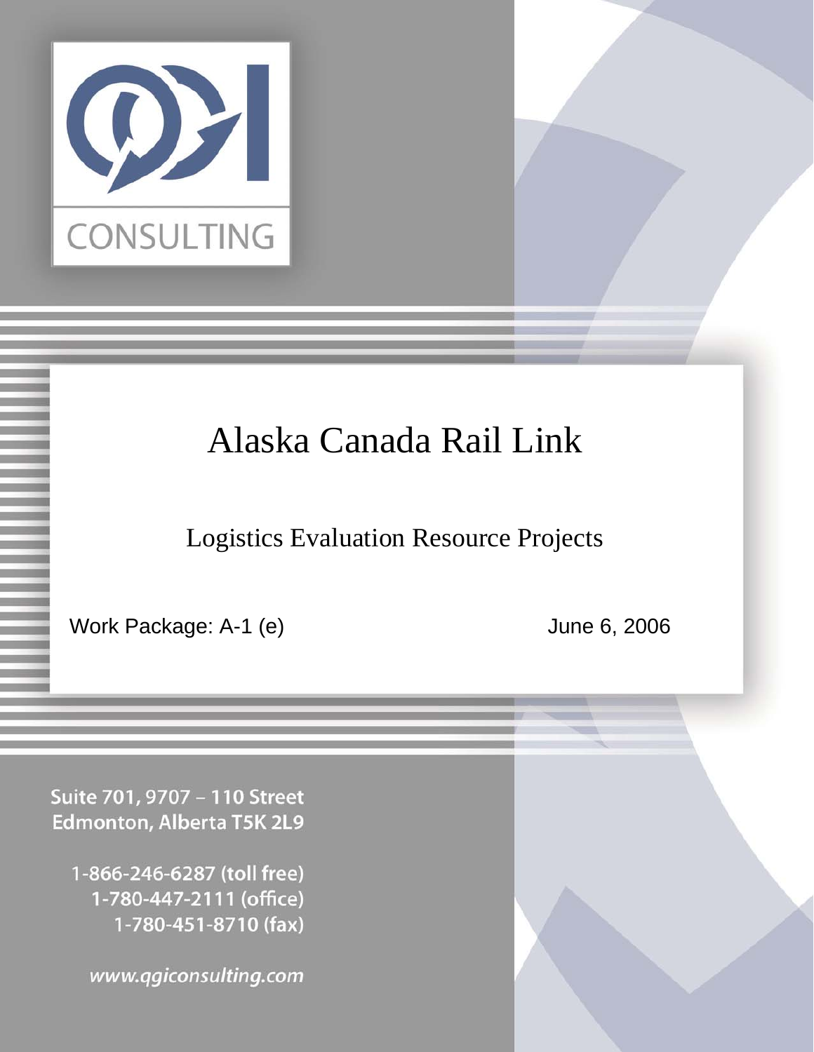QGI CONSULTING

# Alaska Canada Rail Link

## Logistics Evaluation Resource Projects

Work Package: A-1 (e)

June 6, 2006

Suite 701, 9707 – 110 Street
Edmonton, Alberta T5K 2L9

1-866-246-6287 (toll free)
1-780-447-2111 (office)
1-780-451-8710 (fax)

www.qgiconsulting.com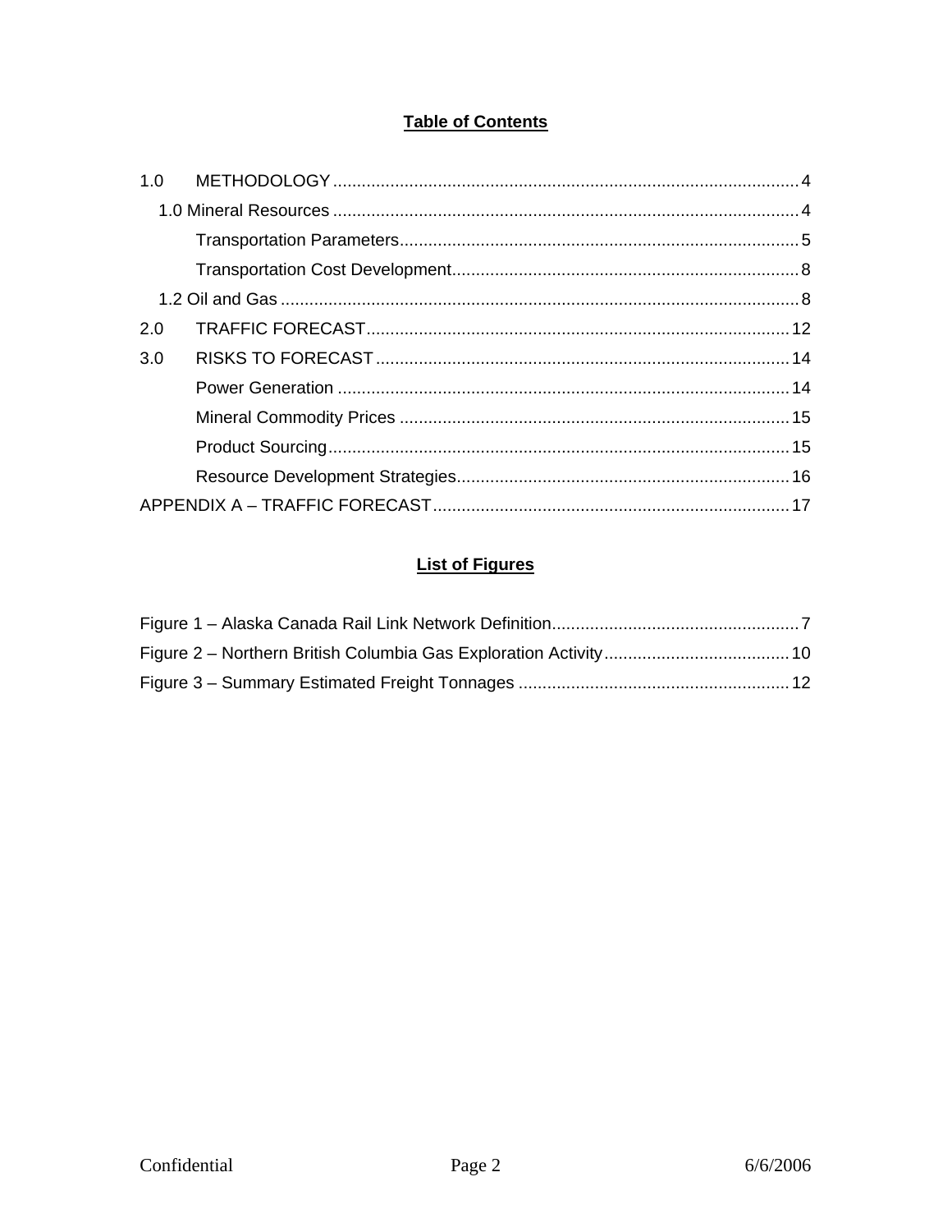## Table of Contents

1.0 METHODOLOGY ..... 4
  1.0 Mineral Resources ..... 4
    Transportation Parameters ..... 5
    Transportation Cost Development ..... 8
  1.2 Oil and Gas ..... 8
2.0 TRAFFIC FORECAST ..... 12
3.0 RISKS TO FORECAST ..... 14
    Power Generation ..... 14
    Mineral Commodity Prices ..... 15
    Product Sourcing ..... 15
    Resource Development Strategies ..... 16
APPENDIX A – TRAFFIC FORECAST ..... 17

## List of Figures

Figure 1 – Alaska Canada Rail Link Network Definition ..... 7
Figure 2 – Northern British Columbia Gas Exploration Activity ..... 10
Figure 3 – Summary Estimated Freight Tonnages ..... 12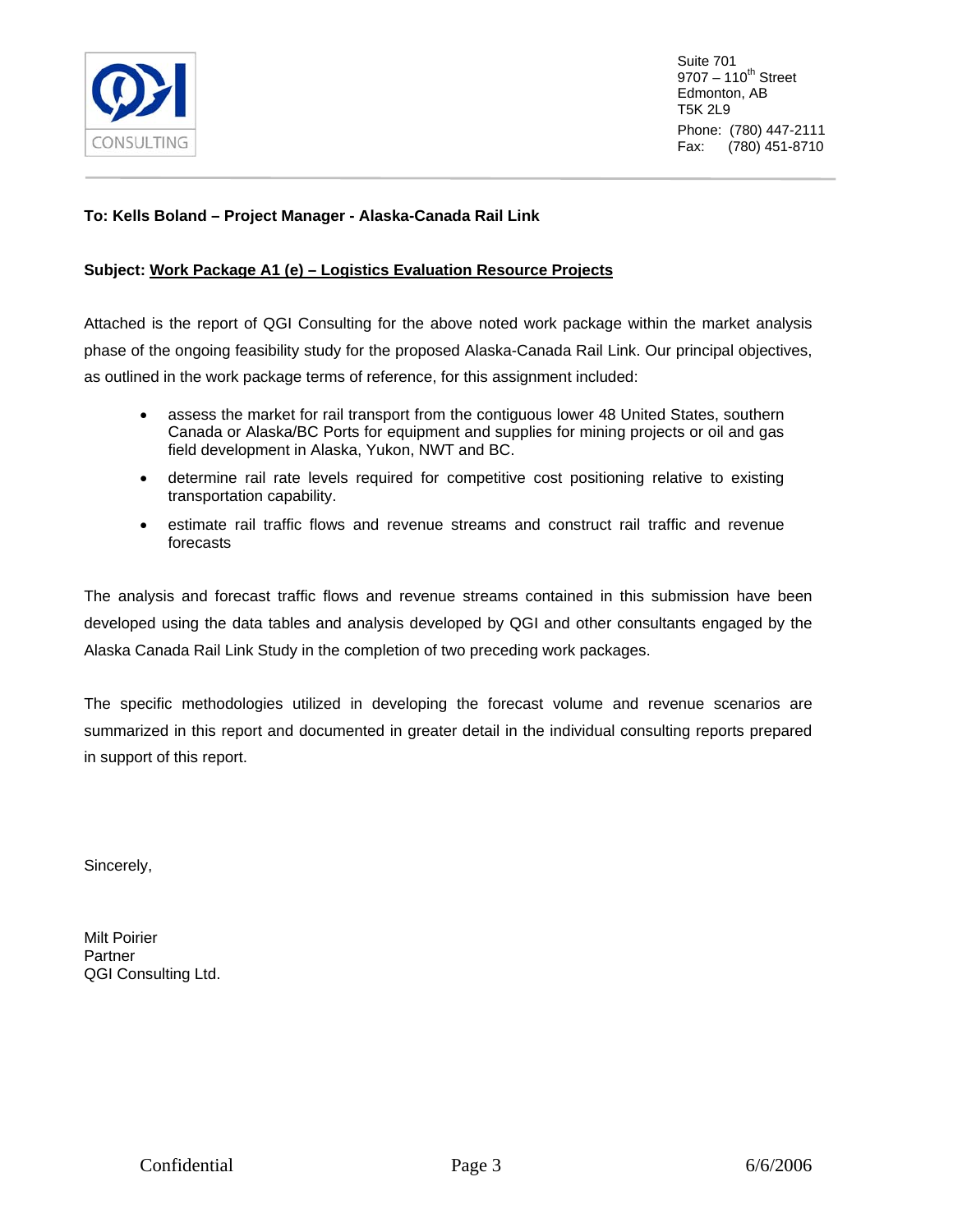Suite 701
9707 – 110th Street
Edmonton, AB
T5K 2L9

Phone: (780) 447-2111
Fax: (780) 451-8710

**To: Kells Boland – Project Manager - Alaska-Canada Rail Link**

**Subject: Work Package A1 (e) – Logistics Evaluation Resource Projects**

Attached is the report of QGI Consulting for the above noted work package within the market analysis phase of the ongoing feasibility study for the proposed Alaska-Canada Rail Link. Our principal objectives, as outlined in the work package terms of reference, for this assignment included:

- assess the market for rail transport from the contiguous lower 48 United States, southern Canada or Alaska/BC Ports for equipment and supplies for mining projects or oil and gas field development in Alaska, Yukon, NWT and BC.
- determine rail rate levels required for competitive cost positioning relative to existing transportation capability.
- estimate rail traffic flows and revenue streams and construct rail traffic and revenue forecasts

The analysis and forecast traffic flows and revenue streams contained in this submission have been developed using the data tables and analysis developed by QGI and other consultants engaged by the Alaska Canada Rail Link Study in the completion of two preceding work packages.

The specific methodologies utilized in developing the forecast volume and revenue scenarios are summarized in this report and documented in greater detail in the individual consulting reports prepared in support of this report.

Sincerely,

Milt Poirier
Partner
QGI Consulting Ltd.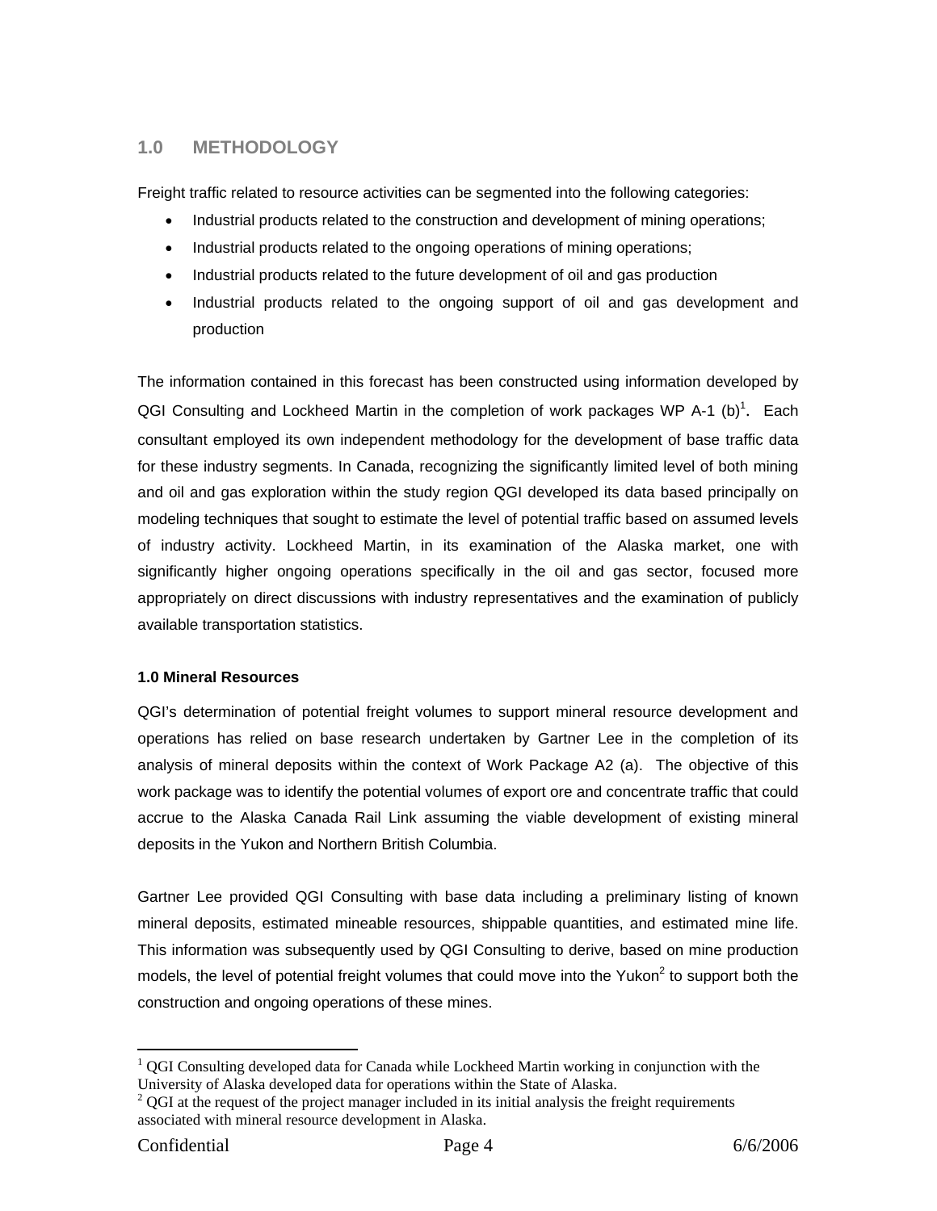## 1.0 METHODOLOGY

Freight traffic related to resource activities can be segmented into the following categories:

- Industrial products related to the construction and development of mining operations;
- Industrial products related to the ongoing operations of mining operations;
- Industrial products related to the future development of oil and gas production
- Industrial products related to the ongoing support of oil and gas development and production

The information contained in this forecast has been constructed using information developed by QGI Consulting and Lockheed Martin in the completion of work packages WP A-1 (b)[1]. Each consultant employed its own independent methodology for the development of base traffic data for these industry segments. In Canada, recognizing the significantly limited level of both mining and oil and gas exploration within the study region QGI developed its data based principally on modeling techniques that sought to estimate the level of potential traffic based on assumed levels of industry activity. Lockheed Martin, in its examination of the Alaska market, one with significantly higher ongoing operations specifically in the oil and gas sector, focused more appropriately on direct discussions with industry representatives and the examination of publicly available transportation statistics.

### 1.0 Mineral Resources

QGI's determination of potential freight volumes to support mineral resource development and operations has relied on base research undertaken by Gartner Lee in the completion of its analysis of mineral deposits within the context of Work Package A2 (a). The objective of this work package was to identify the potential volumes of export ore and concentrate traffic that could accrue to the Alaska Canada Rail Link assuming the viable development of existing mineral deposits in the Yukon and Northern British Columbia.

Gartner Lee provided QGI Consulting with base data including a preliminary listing of known mineral deposits, estimated mineable resources, shippable quantities, and estimated mine life. This information was subsequently used by QGI Consulting to derive, based on mine production models, the level of potential freight volumes that could move into the Yukon[2] to support both the construction and ongoing operations of these mines.

---

[1] QGI Consulting developed data for Canada while Lockheed Martin working in conjunction with the University of Alaska developed data for operations within the State of Alaska.

[2] QGI at the request of the project manager included in its initial analysis the freight requirements associated with mineral resource development in Alaska.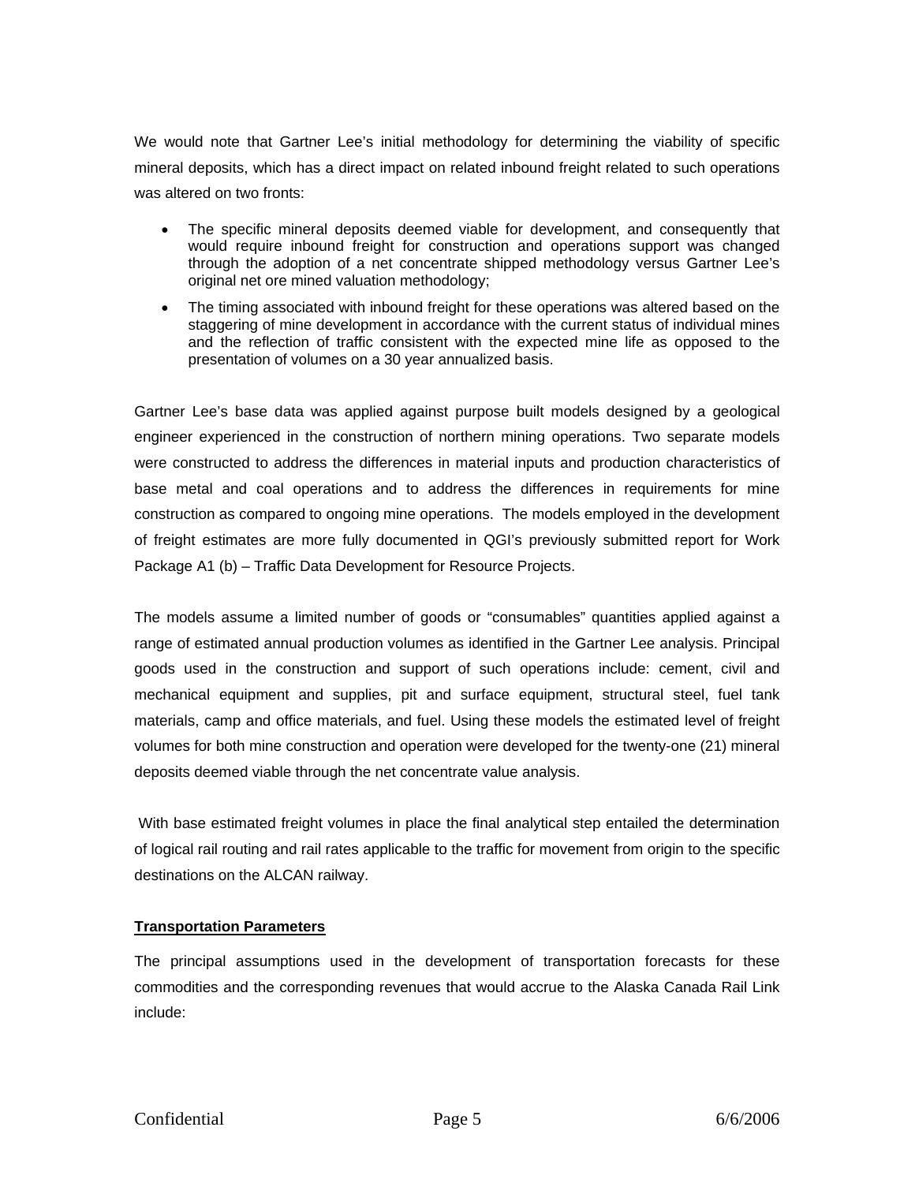We would note that Gartner Lee's initial methodology for determining the viability of specific mineral deposits, which has a direct impact on related inbound freight related to such operations was altered on two fronts:

- The specific mineral deposits deemed viable for development, and consequently that would require inbound freight for construction and operations support was changed through the adoption of a net concentrate shipped methodology versus Gartner Lee's original net ore mined valuation methodology;
- The timing associated with inbound freight for these operations was altered based on the staggering of mine development in accordance with the current status of individual mines and the reflection of traffic consistent with the expected mine life as opposed to the presentation of volumes on a 30 year annualized basis.

Gartner Lee's base data was applied against purpose built models designed by a geological engineer experienced in the construction of northern mining operations. Two separate models were constructed to address the differences in material inputs and production characteristics of base metal and coal operations and to address the differences in requirements for mine construction as compared to ongoing mine operations. The models employed in the development of freight estimates are more fully documented in QGI's previously submitted report for Work Package A1 (b) – Traffic Data Development for Resource Projects.

The models assume a limited number of goods or "consumables" quantities applied against a range of estimated annual production volumes as identified in the Gartner Lee analysis. Principal goods used in the construction and support of such operations include: cement, civil and mechanical equipment and supplies, pit and surface equipment, structural steel, fuel tank materials, camp and office materials, and fuel. Using these models the estimated level of freight volumes for both mine construction and operation were developed for the twenty-one (21) mineral deposits deemed viable through the net concentrate value analysis.

With base estimated freight volumes in place the final analytical step entailed the determination of logical rail routing and rail rates applicable to the traffic for movement from origin to the specific destinations on the ALCAN railway.

**Transportation Parameters**

The principal assumptions used in the development of transportation forecasts for these commodities and the corresponding revenues that would accrue to the Alaska Canada Rail Link include: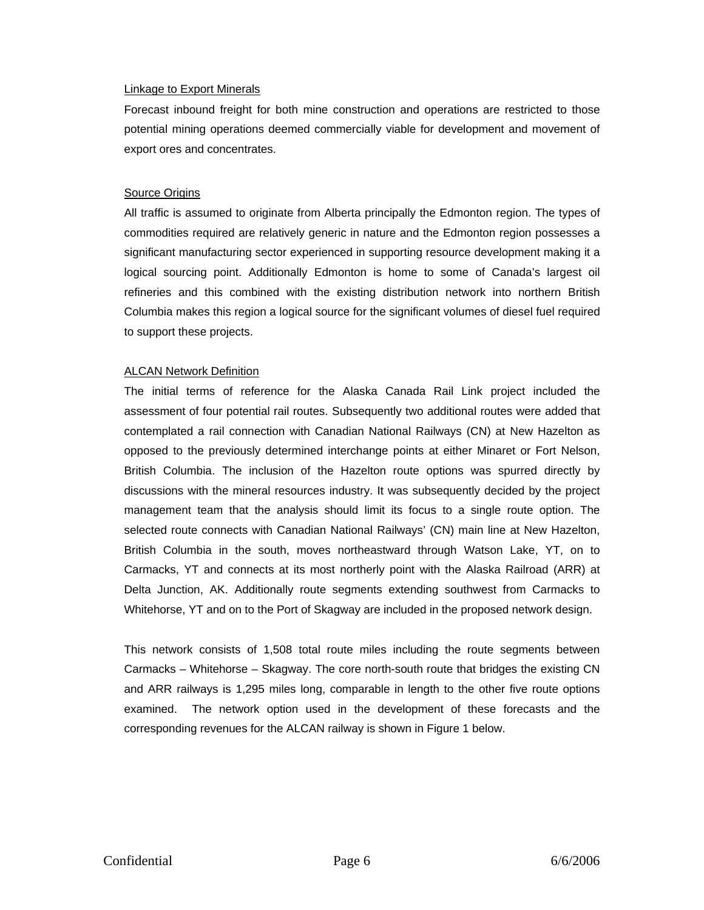### Linkage to Export Minerals

Forecast inbound freight for both mine construction and operations are restricted to those potential mining operations deemed commercially viable for development and movement of export ores and concentrates.

### Source Origins

All traffic is assumed to originate from Alberta principally the Edmonton region. The types of commodities required are relatively generic in nature and the Edmonton region possesses a significant manufacturing sector experienced in supporting resource development making it a logical sourcing point. Additionally Edmonton is home to some of Canada's largest oil refineries and this combined with the existing distribution network into northern British Columbia makes this region a logical source for the significant volumes of diesel fuel required to support these projects.

### ALCAN Network Definition

The initial terms of reference for the Alaska Canada Rail Link project included the assessment of four potential rail routes. Subsequently two additional routes were added that contemplated a rail connection with Canadian National Railways (CN) at New Hazelton as opposed to the previously determined interchange points at either Minaret or Fort Nelson, British Columbia. The inclusion of the Hazelton route options was spurred directly by discussions with the mineral resources industry. It was subsequently decided by the project management team that the analysis should limit its focus to a single route option. The selected route connects with Canadian National Railways' (CN) main line at New Hazelton, British Columbia in the south, moves northeastward through Watson Lake, YT, on to Carmacks, YT and connects at its most northerly point with the Alaska Railroad (ARR) at Delta Junction, AK. Additionally route segments extending southwest from Carmacks to Whitehorse, YT and on to the Port of Skagway are included in the proposed network design.

This network consists of 1,508 total route miles including the route segments between Carmacks – Whitehorse – Skagway. The core north-south route that bridges the existing CN and ARR railways is 1,295 miles long, comparable in length to the other five route options examined. The network option used in the development of these forecasts and the corresponding revenues for the ALCAN railway is shown in Figure 1 below.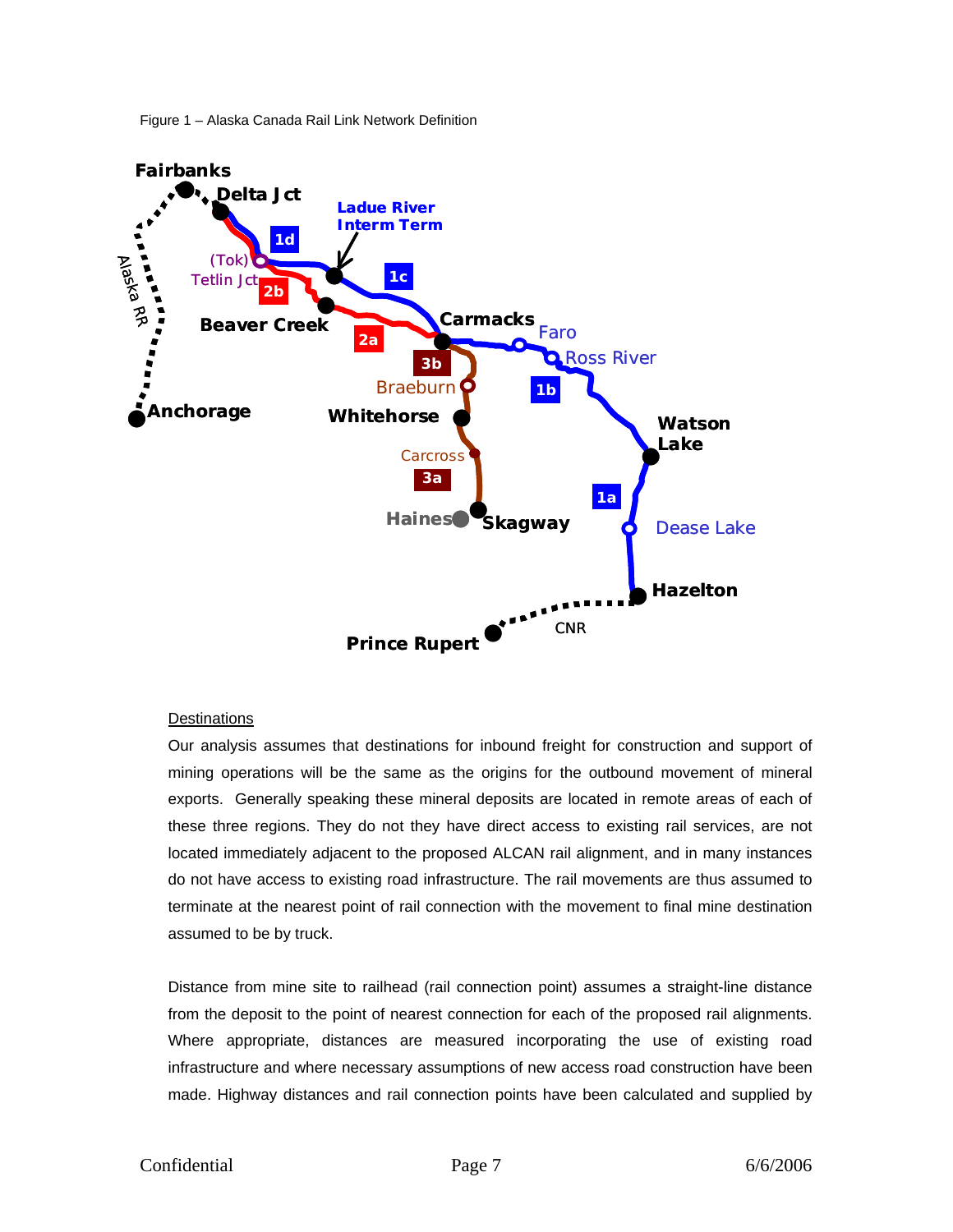Figure 1 – Alaska Canada Rail Link Network Definition

Destinations

Our analysis assumes that destinations for inbound freight for construction and support of mining operations will be the same as the origins for the outbound movement of mineral exports. Generally speaking these mineral deposits are located in remote areas of each of these three regions. They do not they have direct access to existing rail services, are not located immediately adjacent to the proposed ALCAN rail alignment, and in many instances do not have access to existing road infrastructure. The rail movements are thus assumed to terminate at the nearest point of rail connection with the movement to final mine destination assumed to be by truck.

Distance from mine site to railhead (rail connection point) assumes a straight-line distance from the deposit to the point of nearest connection for each of the proposed rail alignments. Where appropriate, distances are measured incorporating the use of existing road infrastructure and where necessary assumptions of new access road construction have been made. Highway distances and rail connection points have been calculated and supplied by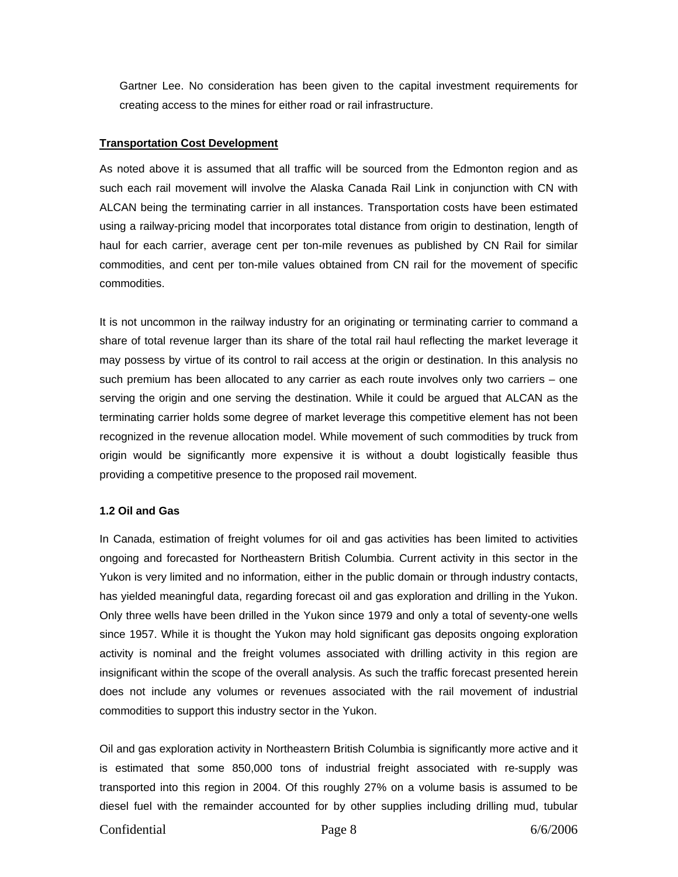Gartner Lee. No consideration has been given to the capital investment requirements for creating access to the mines for either road or rail infrastructure.

**Transportation Cost Development**

As noted above it is assumed that all traffic will be sourced from the Edmonton region and as such each rail movement will involve the Alaska Canada Rail Link in conjunction with CN with ALCAN being the terminating carrier in all instances. Transportation costs have been estimated using a railway-pricing model that incorporates total distance from origin to destination, length of haul for each carrier, average cent per ton-mile revenues as published by CN Rail for similar commodities, and cent per ton-mile values obtained from CN rail for the movement of specific commodities.

It is not uncommon in the railway industry for an originating or terminating carrier to command a share of total revenue larger than its share of the total rail haul reflecting the market leverage it may possess by virtue of its control to rail access at the origin or destination. In this analysis no such premium has been allocated to any carrier as each route involves only two carriers – one serving the origin and one serving the destination. While it could be argued that ALCAN as the terminating carrier holds some degree of market leverage this competitive element has not been recognized in the revenue allocation model. While movement of such commodities by truck from origin would be significantly more expensive it is without a doubt logistically feasible thus providing a competitive presence to the proposed rail movement.

### 1.2 Oil and Gas

In Canada, estimation of freight volumes for oil and gas activities has been limited to activities ongoing and forecasted for Northeastern British Columbia. Current activity in this sector in the Yukon is very limited and no information, either in the public domain or through industry contacts, has yielded meaningful data, regarding forecast oil and gas exploration and drilling in the Yukon. Only three wells have been drilled in the Yukon since 1979 and only a total of seventy-one wells since 1957. While it is thought the Yukon may hold significant gas deposits ongoing exploration activity is nominal and the freight volumes associated with drilling activity in this region are insignificant within the scope of the overall analysis. As such the traffic forecast presented herein does not include any volumes or revenues associated with the rail movement of industrial commodities to support this industry sector in the Yukon.

Oil and gas exploration activity in Northeastern British Columbia is significantly more active and it is estimated that some 850,000 tons of industrial freight associated with re-supply was transported into this region in 2004. Of this roughly 27% on a volume basis is assumed to be diesel fuel with the remainder accounted for by other supplies including drilling mud, tubular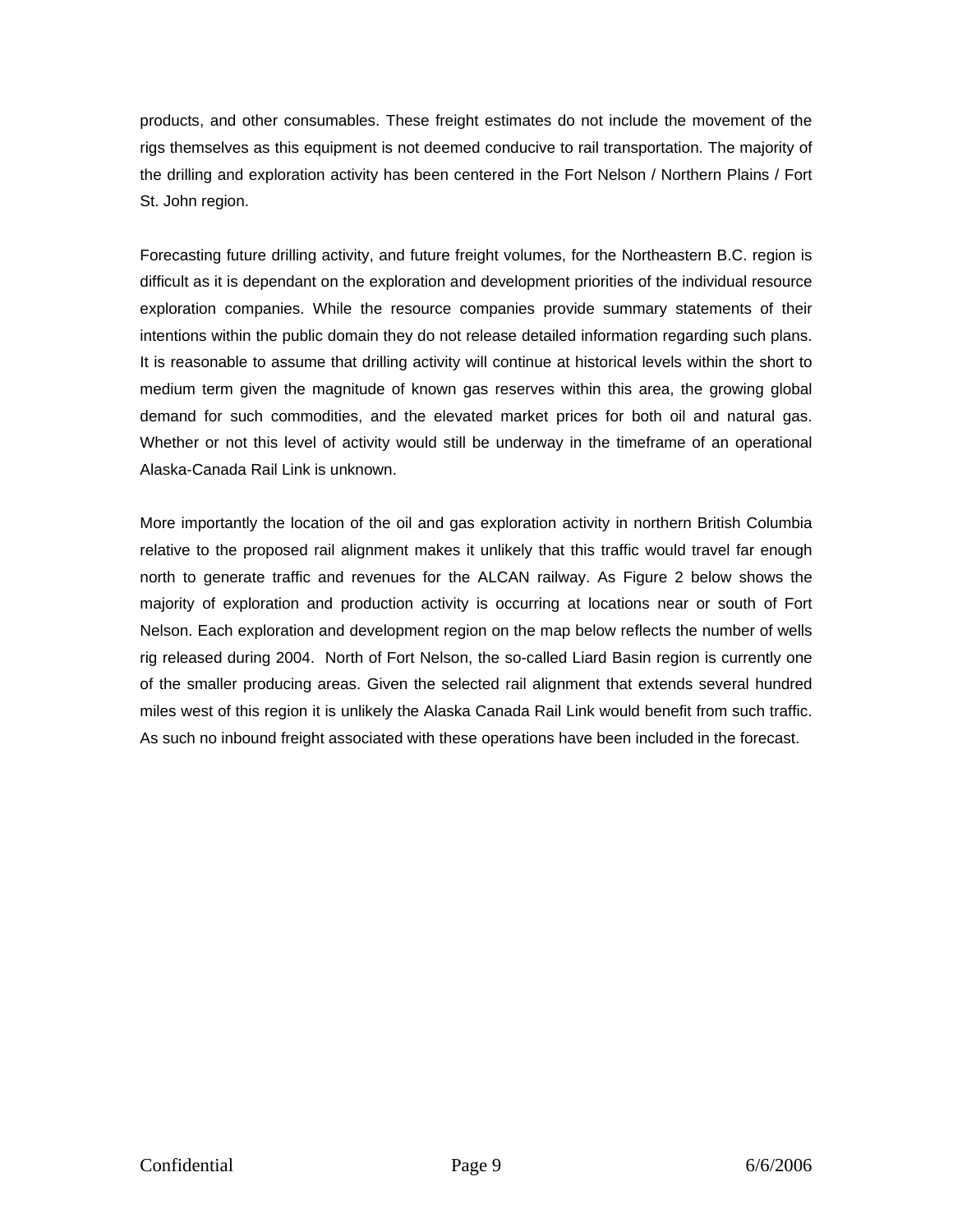products, and other consumables. These freight estimates do not include the movement of the rigs themselves as this equipment is not deemed conducive to rail transportation. The majority of the drilling and exploration activity has been centered in the Fort Nelson / Northern Plains / Fort St. John region.

Forecasting future drilling activity, and future freight volumes, for the Northeastern B.C. region is difficult as it is dependant on the exploration and development priorities of the individual resource exploration companies. While the resource companies provide summary statements of their intentions within the public domain they do not release detailed information regarding such plans. It is reasonable to assume that drilling activity will continue at historical levels within the short to medium term given the magnitude of known gas reserves within this area, the growing global demand for such commodities, and the elevated market prices for both oil and natural gas. Whether or not this level of activity would still be underway in the timeframe of an operational Alaska-Canada Rail Link is unknown.

More importantly the location of the oil and gas exploration activity in northern British Columbia relative to the proposed rail alignment makes it unlikely that this traffic would travel far enough north to generate traffic and revenues for the ALCAN railway. As Figure 2 below shows the majority of exploration and production activity is occurring at locations near or south of Fort Nelson. Each exploration and development region on the map below reflects the number of wells rig released during 2004. North of Fort Nelson, the so-called Liard Basin region is currently one of the smaller producing areas. Given the selected rail alignment that extends several hundred miles west of this region it is unlikely the Alaska Canada Rail Link would benefit from such traffic. As such no inbound freight associated with these operations have been included in the forecast.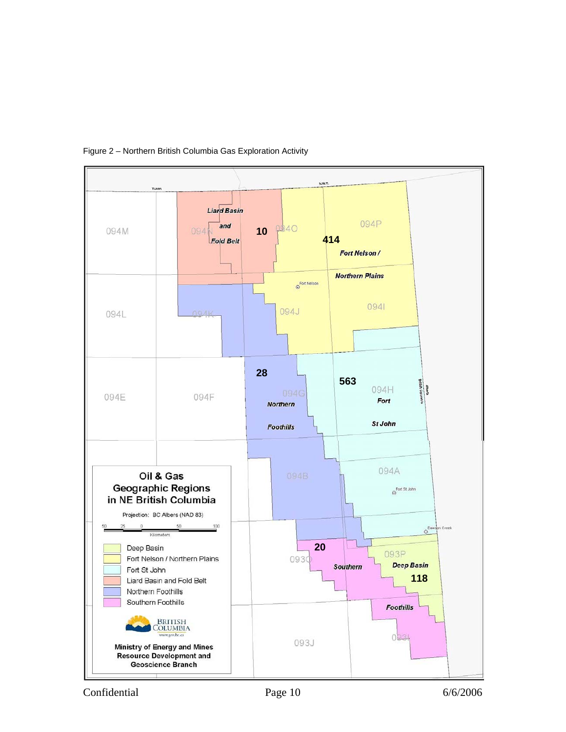Figure 2 – Northern British Columbia Gas Exploration Activity

Oil & Gas Geographic Regions in NE British Columbia

Projection: BC Albers (NAD 83)

Deep Basin
Fort Nelson / Northern Plains
Fort St John
Liard Basin and Fold Belt
Northern Foothills
Southern Foothills

Ministry of Energy and Mines Resource Development and Geoscience Branch

| Region | Count |
|---|---|
| Liard Basin and Fold Belt | 10 |
| Fort Nelson / Northern Plains | 414 |
| Northern Foothills | 28 |
| Fort St John | 563 |
| Southern Foothills | 20 |
| Deep Basin | 118 |

Confidential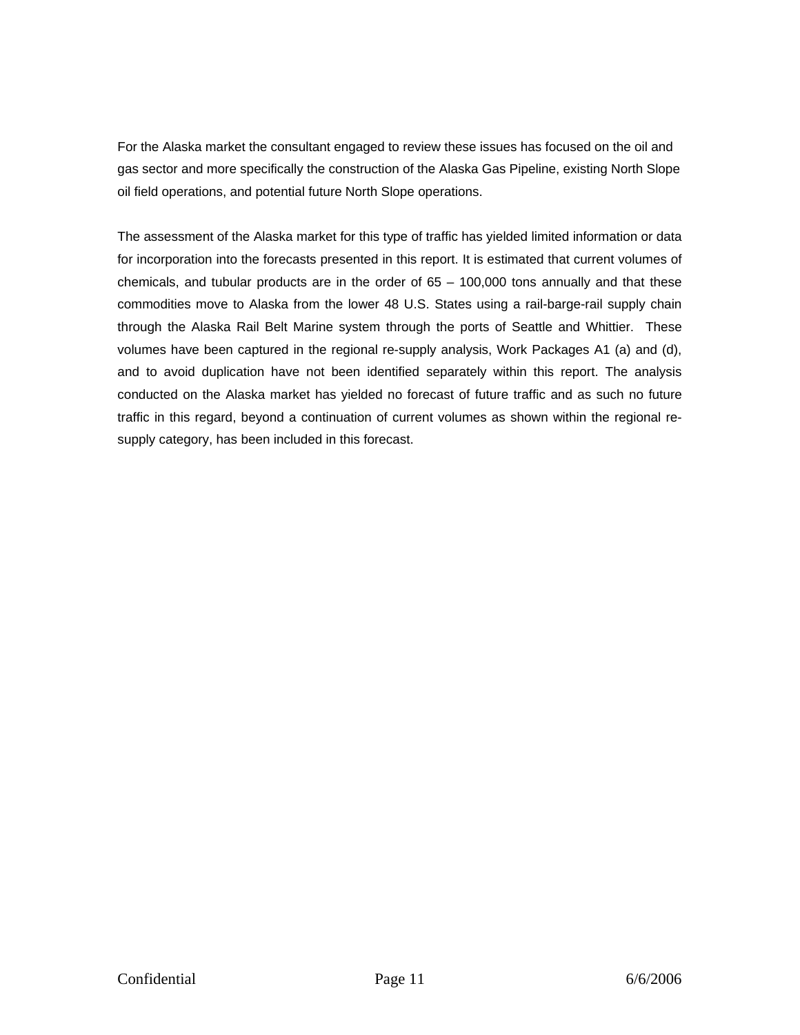For the Alaska market the consultant engaged to review these issues has focused on the oil and gas sector and more specifically the construction of the Alaska Gas Pipeline, existing North Slope oil field operations, and potential future North Slope operations.

The assessment of the Alaska market for this type of traffic has yielded limited information or data for incorporation into the forecasts presented in this report. It is estimated that current volumes of chemicals, and tubular products are in the order of 65 – 100,000 tons annually and that these commodities move to Alaska from the lower 48 U.S. States using a rail-barge-rail supply chain through the Alaska Rail Belt Marine system through the ports of Seattle and Whittier. These volumes have been captured in the regional re-supply analysis, Work Packages A1 (a) and (d), and to avoid duplication have not been identified separately within this report. The analysis conducted on the Alaska market has yielded no forecast of future traffic and as such no future traffic in this regard, beyond a continuation of current volumes as shown within the regional re-supply category, has been included in this forecast.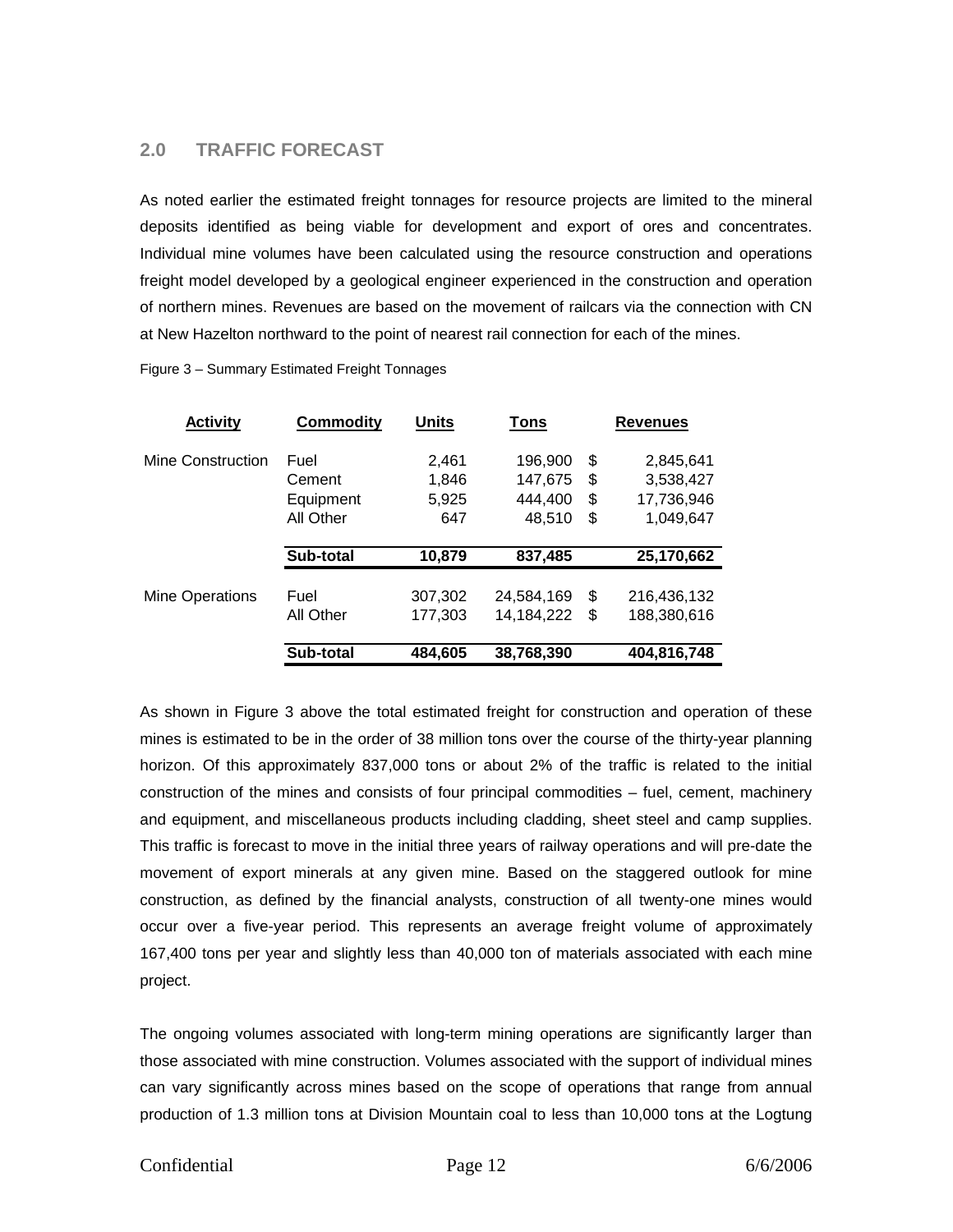## 2.0 TRAFFIC FORECAST

As noted earlier the estimated freight tonnages for resource projects are limited to the mineral deposits identified as being viable for development and export of ores and concentrates. Individual mine volumes have been calculated using the resource construction and operations freight model developed by a geological engineer experienced in the construction and operation of northern mines. Revenues are based on the movement of railcars via the connection with CN at New Hazelton northward to the point of nearest rail connection for each of the mines.

Figure 3 – Summary Estimated Freight Tonnages

| Activity | Commodity | Units | Tons | | Revenues |
|---|---|---|---|---|---|
| Mine Construction | Fuel | 2,461 | 196,900 | $ | 2,845,641 |
| | Cement | 1,846 | 147,675 | $ | 3,538,427 |
| | Equipment | 5,925 | 444,400 | $ | 17,736,946 |
| | All Other | 647 | 48,510 | $ | 1,049,647 |
| | **Sub-total** | **10,879** | **837,485** | | **25,170,662** |
| Mine Operations | Fuel | 307,302 | 24,584,169 | $ | 216,436,132 |
| | All Other | 177,303 | 14,184,222 | $ | 188,380,616 |
| | **Sub-total** | **484,605** | **38,768,390** | | **404,816,748** |

As shown in Figure 3 above the total estimated freight for construction and operation of these mines is estimated to be in the order of 38 million tons over the course of the thirty-year planning horizon. Of this approximately 837,000 tons or about 2% of the traffic is related to the initial construction of the mines and consists of four principal commodities – fuel, cement, machinery and equipment, and miscellaneous products including cladding, sheet steel and camp supplies. This traffic is forecast to move in the initial three years of railway operations and will pre-date the movement of export minerals at any given mine. Based on the staggered outlook for mine construction, as defined by the financial analysts, construction of all twenty-one mines would occur over a five-year period. This represents an average freight volume of approximately 167,400 tons per year and slightly less than 40,000 ton of materials associated with each mine project.

The ongoing volumes associated with long-term mining operations are significantly larger than those associated with mine construction. Volumes associated with the support of individual mines can vary significantly across mines based on the scope of operations that range from annual production of 1.3 million tons at Division Mountain coal to less than 10,000 tons at the Logtung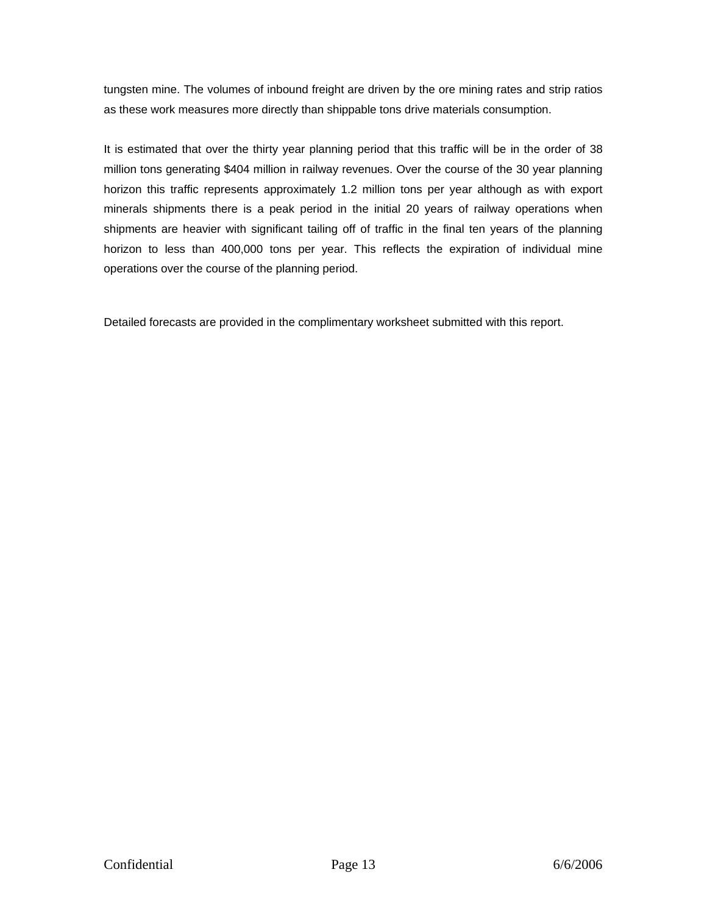tungsten mine. The volumes of inbound freight are driven by the ore mining rates and strip ratios as these work measures more directly than shippable tons drive materials consumption.

It is estimated that over the thirty year planning period that this traffic will be in the order of 38 million tons generating $404 million in railway revenues. Over the course of the 30 year planning horizon this traffic represents approximately 1.2 million tons per year although as with export minerals shipments there is a peak period in the initial 20 years of railway operations when shipments are heavier with significant tailing off of traffic in the final ten years of the planning horizon to less than 400,000 tons per year. This reflects the expiration of individual mine operations over the course of the planning period.

Detailed forecasts are provided in the complimentary worksheet submitted with this report.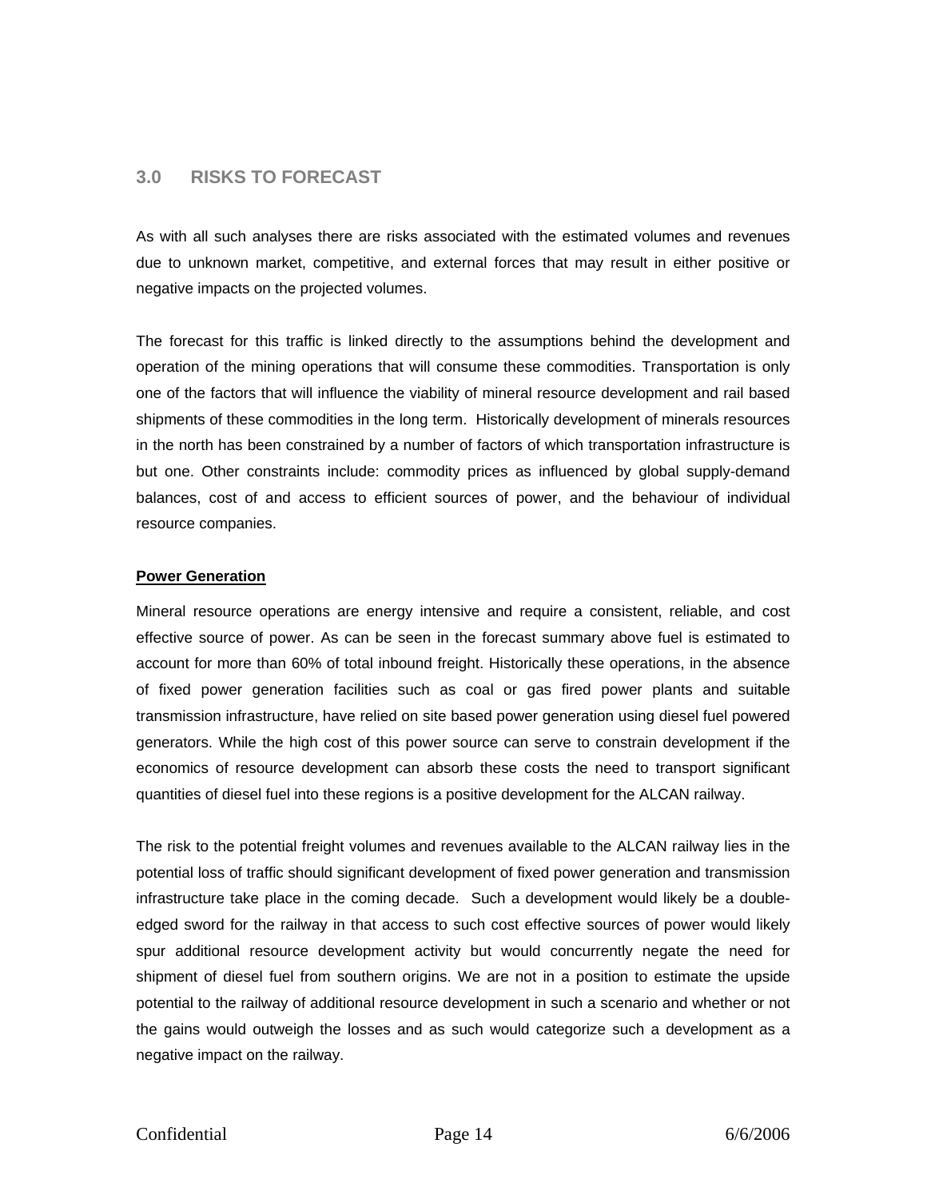## 3.0 RISKS TO FORECAST

As with all such analyses there are risks associated with the estimated volumes and revenues due to unknown market, competitive, and external forces that may result in either positive or negative impacts on the projected volumes.

The forecast for this traffic is linked directly to the assumptions behind the development and operation of the mining operations that will consume these commodities. Transportation is only one of the factors that will influence the viability of mineral resource development and rail based shipments of these commodities in the long term. Historically development of minerals resources in the north has been constrained by a number of factors of which transportation infrastructure is but one. Other constraints include: commodity prices as influenced by global supply-demand balances, cost of and access to efficient sources of power, and the behaviour of individual resource companies.

**Power Generation**

Mineral resource operations are energy intensive and require a consistent, reliable, and cost effective source of power. As can be seen in the forecast summary above fuel is estimated to account for more than 60% of total inbound freight. Historically these operations, in the absence of fixed power generation facilities such as coal or gas fired power plants and suitable transmission infrastructure, have relied on site based power generation using diesel fuel powered generators. While the high cost of this power source can serve to constrain development if the economics of resource development can absorb these costs the need to transport significant quantities of diesel fuel into these regions is a positive development for the ALCAN railway.

The risk to the potential freight volumes and revenues available to the ALCAN railway lies in the potential loss of traffic should significant development of fixed power generation and transmission infrastructure take place in the coming decade. Such a development would likely be a double-edged sword for the railway in that access to such cost effective sources of power would likely spur additional resource development activity but would concurrently negate the need for shipment of diesel fuel from southern origins. We are not in a position to estimate the upside potential to the railway of additional resource development in such a scenario and whether or not the gains would outweigh the losses and as such would categorize such a development as a negative impact on the railway.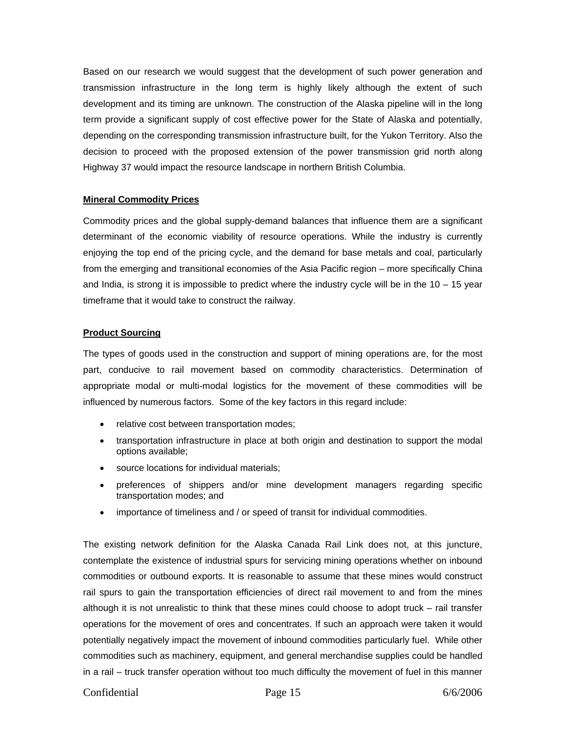Based on our research we would suggest that the development of such power generation and transmission infrastructure in the long term is highly likely although the extent of such development and its timing are unknown. The construction of the Alaska pipeline will in the long term provide a significant supply of cost effective power for the State of Alaska and potentially, depending on the corresponding transmission infrastructure built, for the Yukon Territory. Also the decision to proceed with the proposed extension of the power transmission grid north along Highway 37 would impact the resource landscape in northern British Columbia.

**Mineral Commodity Prices**

Commodity prices and the global supply-demand balances that influence them are a significant determinant of the economic viability of resource operations. While the industry is currently enjoying the top end of the pricing cycle, and the demand for base metals and coal, particularly from the emerging and transitional economies of the Asia Pacific region – more specifically China and India, is strong it is impossible to predict where the industry cycle will be in the 10 – 15 year timeframe that it would take to construct the railway.

**Product Sourcing**

The types of goods used in the construction and support of mining operations are, for the most part, conducive to rail movement based on commodity characteristics. Determination of appropriate modal or multi-modal logistics for the movement of these commodities will be influenced by numerous factors. Some of the key factors in this regard include:

- relative cost between transportation modes;
- transportation infrastructure in place at both origin and destination to support the modal options available;
- source locations for individual materials;
- preferences of shippers and/or mine development managers regarding specific transportation modes; and
- importance of timeliness and / or speed of transit for individual commodities.

The existing network definition for the Alaska Canada Rail Link does not, at this juncture, contemplate the existence of industrial spurs for servicing mining operations whether on inbound commodities or outbound exports. It is reasonable to assume that these mines would construct rail spurs to gain the transportation efficiencies of direct rail movement to and from the mines although it is not unrealistic to think that these mines could choose to adopt truck – rail transfer operations for the movement of ores and concentrates. If such an approach were taken it would potentially negatively impact the movement of inbound commodities particularly fuel. While other commodities such as machinery, equipment, and general merchandise supplies could be handled in a rail – truck transfer operation without too much difficulty the movement of fuel in this manner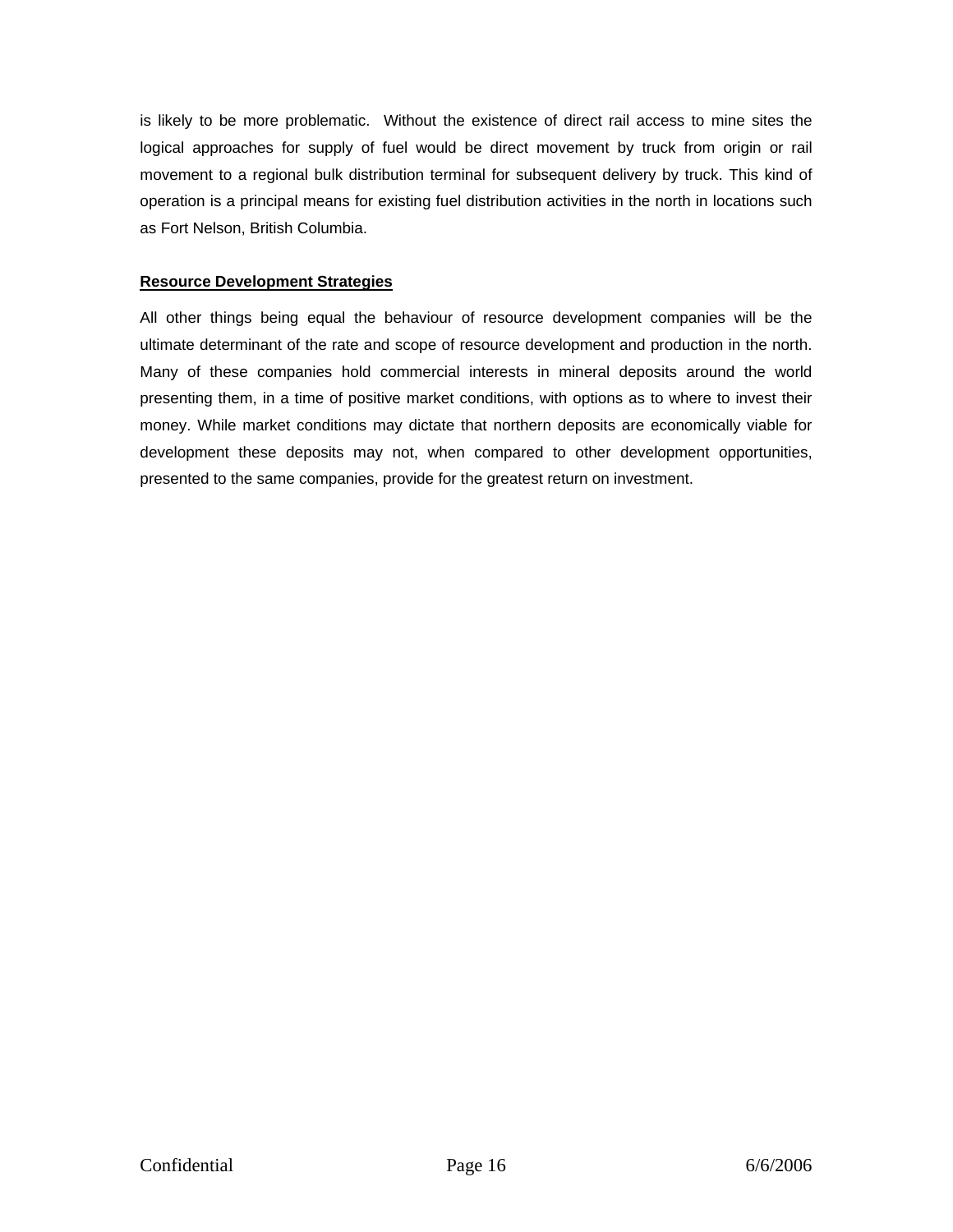is likely to be more problematic.  Without the existence of direct rail access to mine sites the logical approaches for supply of fuel would be direct movement by truck from origin or rail movement to a regional bulk distribution terminal for subsequent delivery by truck. This kind of operation is a principal means for existing fuel distribution activities in the north in locations such as Fort Nelson, British Columbia.

**Resource Development Strategies**

All other things being equal the behaviour of resource development companies will be the ultimate determinant of the rate and scope of resource development and production in the north. Many of these companies hold commercial interests in mineral deposits around the world presenting them, in a time of positive market conditions, with options as to where to invest their money. While market conditions may dictate that northern deposits are economically viable for development these deposits may not, when compared to other development opportunities, presented to the same companies, provide for the greatest return on investment.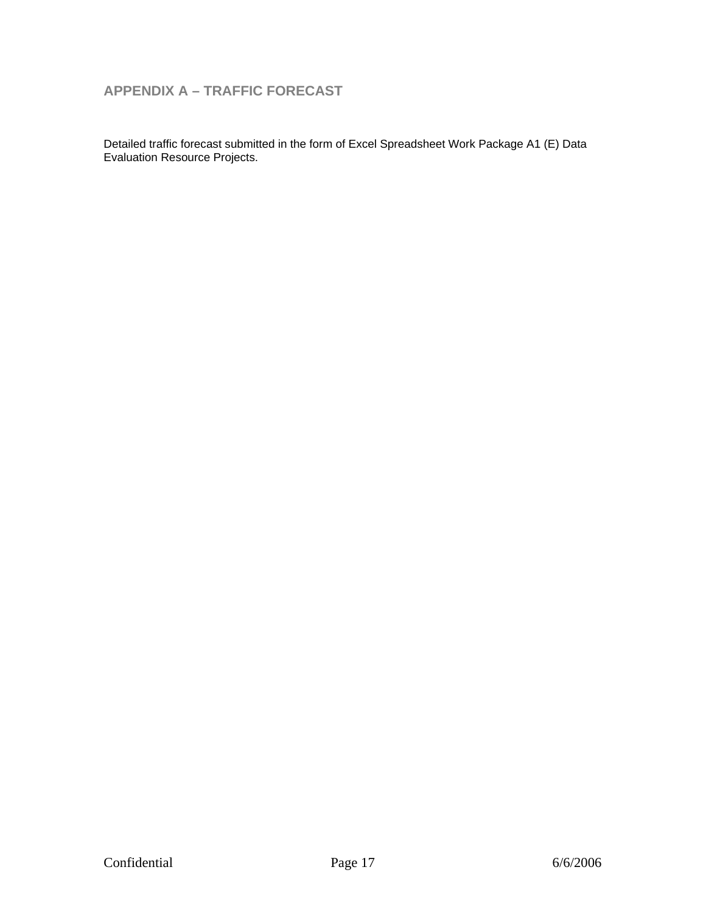## APPENDIX A – TRAFFIC FORECAST

Detailed traffic forecast submitted in the form of Excel Spreadsheet Work Package A1 (E) Data Evaluation Resource Projects.